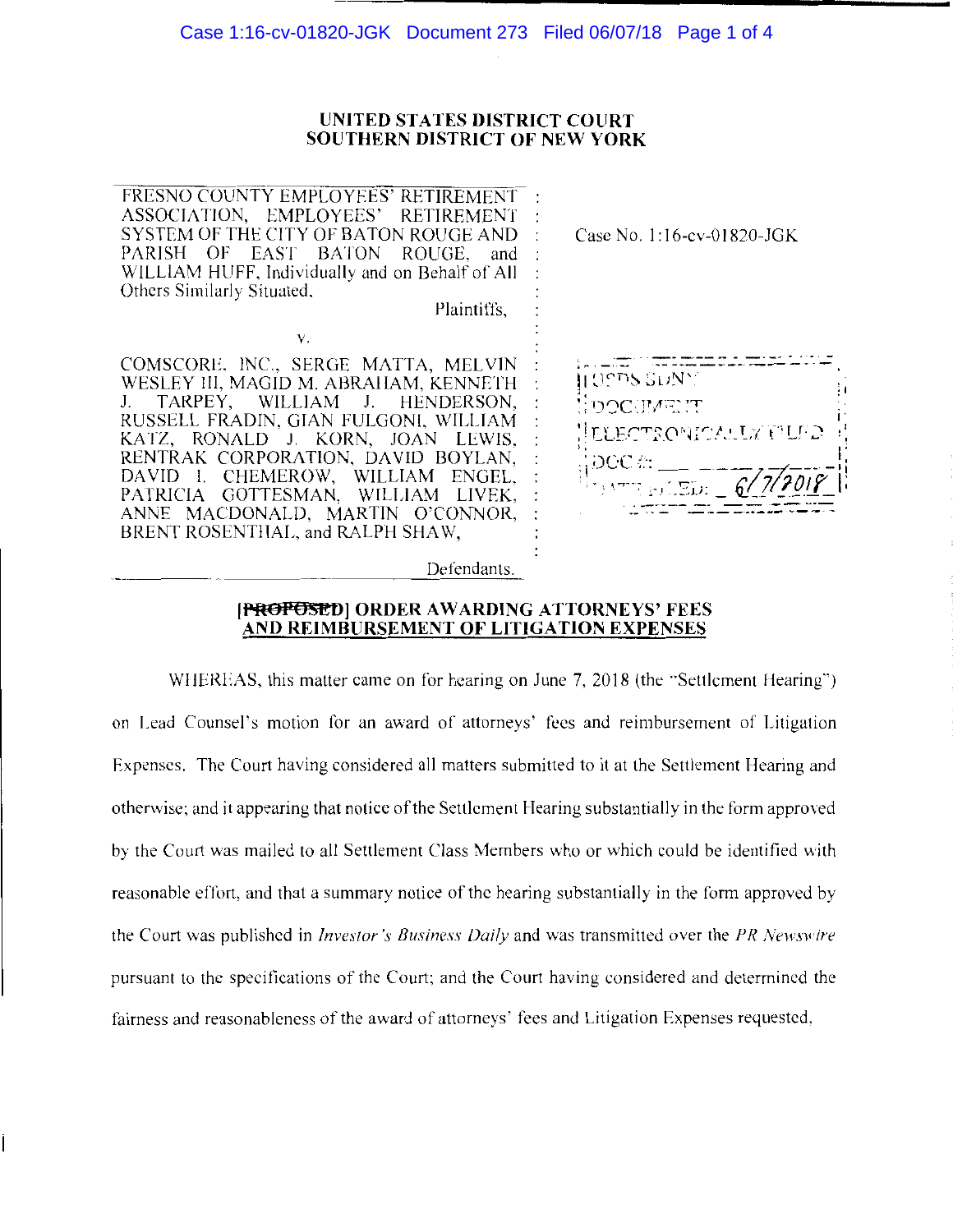**UNITED STATES DISTRICT COURT**
**SOUTHERN DISTRICT OF NEW YORK**

FRESNO COUNTY EMPLOYEES' RETIREMENT ASSOCIATION, EMPLOYEES' RETIREMENT SYSTEM OF THE CITY OF BATON ROUGE AND PARISH OF EAST BATON ROUGE, and WILLIAM HUFF, Individually and on Behalf of All Others Similarly Situated,

Plaintiffs,

v.

COMSCORE, INC., SERGE MATTA, MELVIN WESLEY III, MAGID M. ABRAHAM, KENNETH J. TARPEY, WILLIAM J. HENDERSON, RUSSELL FRADIN, GIAN FULGONI, WILLIAM KATZ, RONALD J. KORN, JOAN LEWIS, RENTRAK CORPORATION, DAVID BOYLAN, DAVID I. CHEMEROW, WILLIAM ENGEL, PATRICIA GOTTESMAN, WILLIAM LIVEK, ANNE MACDONALD, MARTIN O'CONNOR, BRENT ROSENTHAL, and RALPH SHAW,

Defendants.

Case No. 1:16-cv-01820-JGK

USDS SDNY
DOCUMENT
ELECTRONICALLY FILED
DOC #: \_\_\_\_\_
DATE FILED: 6/7/2018

**[~~PROPOSED~~] ORDER AWARDING ATTORNEYS' FEES AND REIMBURSEMENT OF LITIGATION EXPENSES**

WHEREAS, this matter came on for hearing on June 7, 2018 (the "Settlement Hearing") on Lead Counsel's motion for an award of attorneys' fees and reimbursement of Litigation Expenses. The Court having considered all matters submitted to it at the Settlement Hearing and otherwise; and it appearing that notice of the Settlement Hearing substantially in the form approved by the Court was mailed to all Settlement Class Members who or which could be identified with reasonable effort, and that a summary notice of the hearing substantially in the form approved by the Court was published in *Investor's Business Daily* and was transmitted over the *PR Newswire* pursuant to the specifications of the Court; and the Court having considered and determined the fairness and reasonableness of the award of attorneys' fees and Litigation Expenses requested,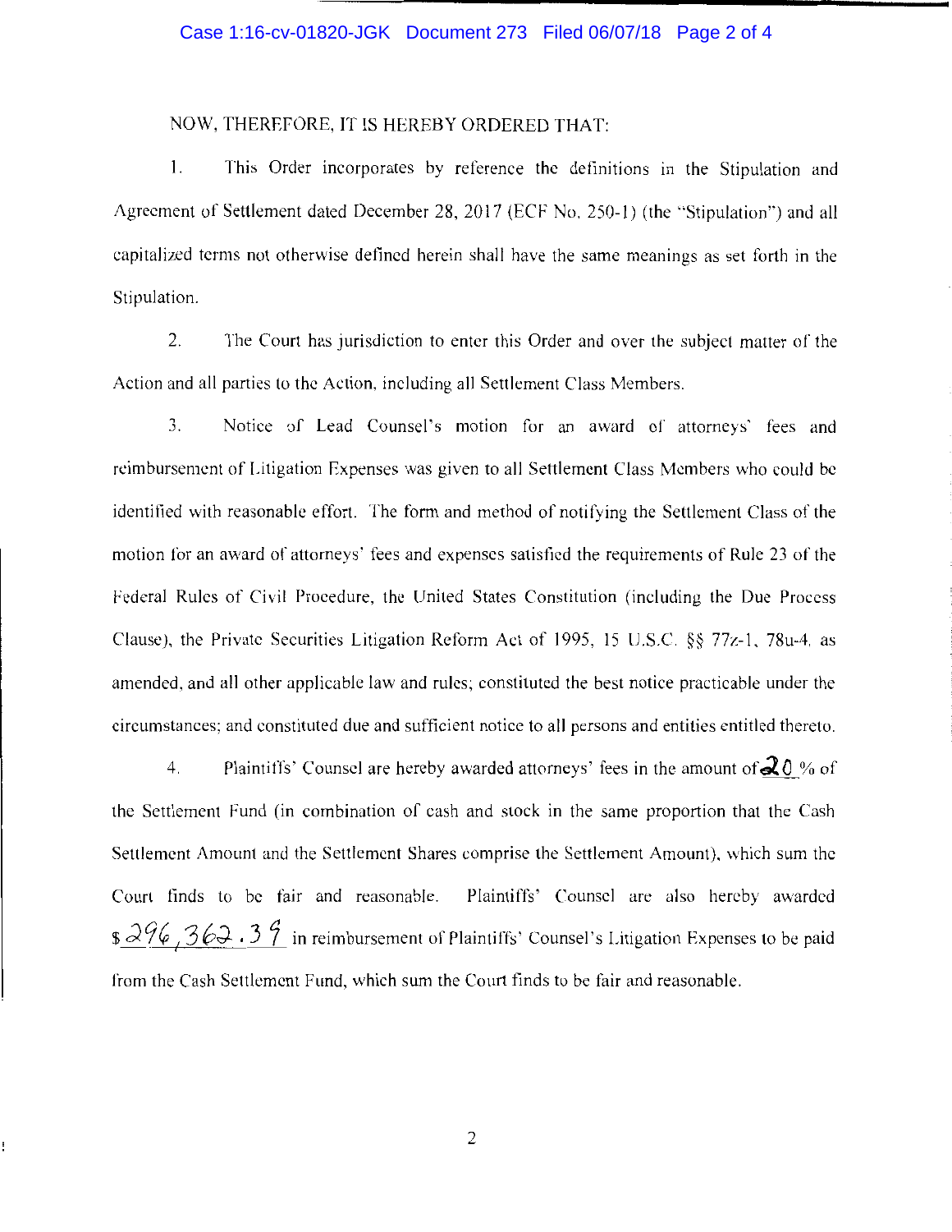NOW, THEREFORE, IT IS HEREBY ORDERED THAT:

1. This Order incorporates by reference the definitions in the Stipulation and Agreement of Settlement dated December 28, 2017 (ECF No. 250-1) (the "Stipulation") and all capitalized terms not otherwise defined herein shall have the same meanings as set forth in the Stipulation.

2. The Court has jurisdiction to enter this Order and over the subject matter of the Action and all parties to the Action, including all Settlement Class Members.

3. Notice of Lead Counsel's motion for an award of attorneys' fees and reimbursement of Litigation Expenses was given to all Settlement Class Members who could be identified with reasonable effort. The form and method of notifying the Settlement Class of the motion for an award of attorneys' fees and expenses satisfied the requirements of Rule 23 of the Federal Rules of Civil Procedure, the United States Constitution (including the Due Process Clause), the Private Securities Litigation Reform Act of 1995, 15 U.S.C. §§ 77z-1, 78u-4, as amended, and all other applicable law and rules; constituted the best notice practicable under the circumstances; and constituted due and sufficient notice to all persons and entities entitled thereto.

4. Plaintiffs' Counsel are hereby awarded attorneys' fees in the amount of 20 % of the Settlement Fund (in combination of cash and stock in the same proportion that the Cash Settlement Amount and the Settlement Shares comprise the Settlement Amount), which sum the Court finds to be fair and reasonable. Plaintiffs' Counsel are also hereby awarded $296,362.39 in reimbursement of Plaintiffs' Counsel's Litigation Expenses to be paid from the Cash Settlement Fund, which sum the Court finds to be fair and reasonable.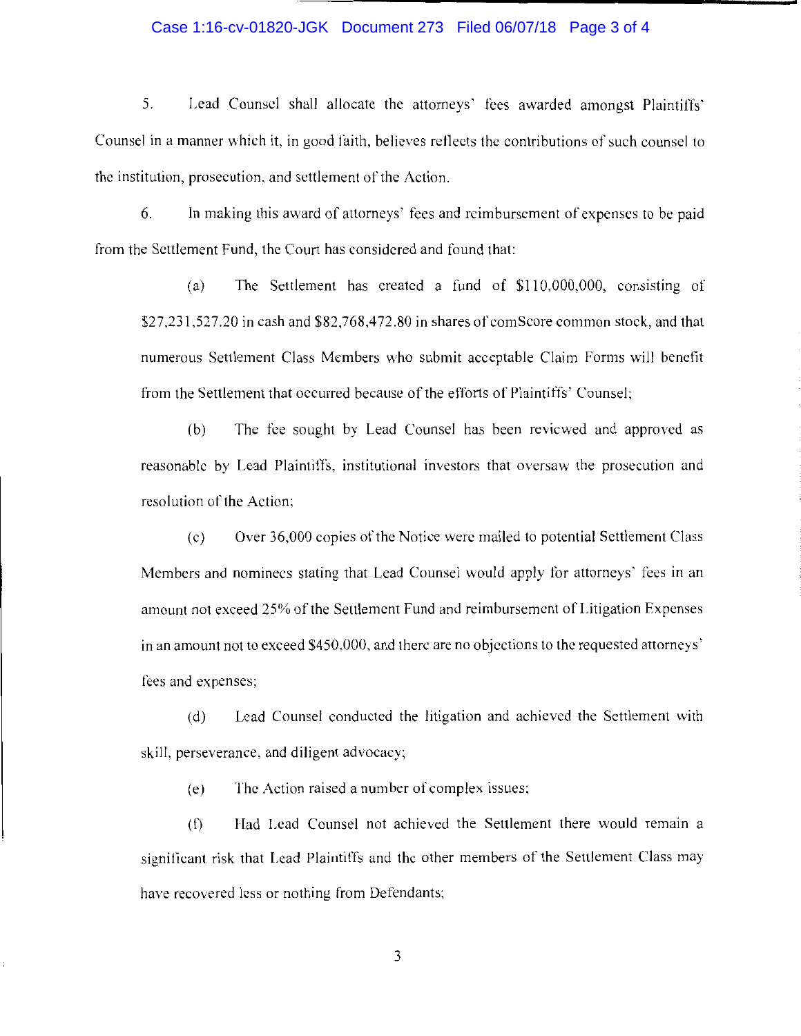5. Lead Counsel shall allocate the attorneys' fees awarded amongst Plaintiffs' Counsel in a manner which it, in good faith, believes reflects the contributions of such counsel to the institution, prosecution, and settlement of the Action.

6. In making this award of attorneys' fees and reimbursement of expenses to be paid from the Settlement Fund, the Court has considered and found that:

(a) The Settlement has created a fund of $110,000,000, consisting of $27,231,527.20 in cash and $82,768,472.80 in shares of comScore common stock, and that numerous Settlement Class Members who submit acceptable Claim Forms will benefit from the Settlement that occurred because of the efforts of Plaintiffs' Counsel;

(b) The fee sought by Lead Counsel has been reviewed and approved as reasonable by Lead Plaintiffs, institutional investors that oversaw the prosecution and resolution of the Action;

(c) Over 36,000 copies of the Notice were mailed to potential Settlement Class Members and nominees stating that Lead Counsel would apply for attorneys' fees in an amount not exceed 25% of the Settlement Fund and reimbursement of Litigation Expenses in an amount not to exceed $450,000, and there are no objections to the requested attorneys' fees and expenses;

(d) Lead Counsel conducted the litigation and achieved the Settlement with skill, perseverance, and diligent advocacy;

(e) The Action raised a number of complex issues;

(f) Had Lead Counsel not achieved the Settlement there would remain a significant risk that Lead Plaintiffs and the other members of the Settlement Class may have recovered less or nothing from Defendants;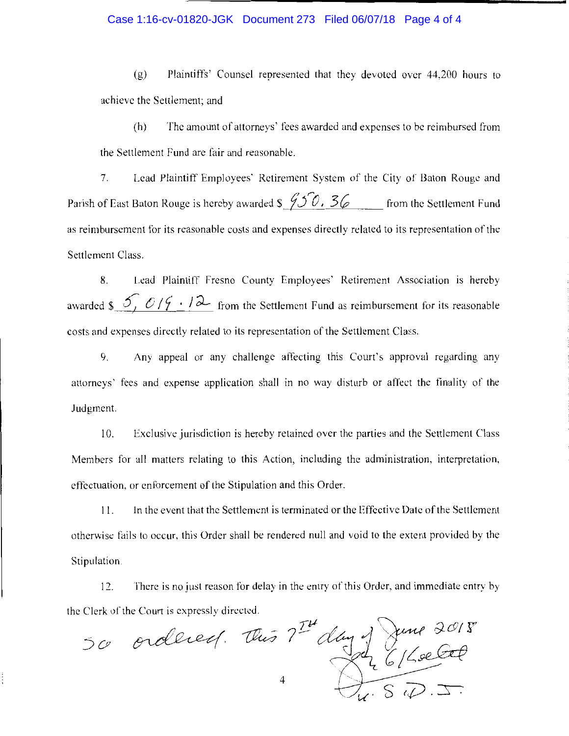(g) Plaintiffs' Counsel represented that they devoted over 44,200 hours to achieve the Settlement; and

(h) The amount of attorneys' fees awarded and expenses to be reimbursed from the Settlement Fund are fair and reasonable.

7. Lead Plaintiff Employees' Retirement System of the City of Baton Rouge and Parish of East Baton Rouge is hereby awarded $ 950.36 from the Settlement Fund as reimbursement for its reasonable costs and expenses directly related to its representation of the Settlement Class.

8. Lead Plaintiff Fresno County Employees' Retirement Association is hereby awarded $ 5,019.12 from the Settlement Fund as reimbursement for its reasonable costs and expenses directly related to its representation of the Settlement Class.

9. Any appeal or any challenge affecting this Court's approval regarding any attorneys' fees and expense application shall in no way disturb or affect the finality of the Judgment.

10. Exclusive jurisdiction is hereby retained over the parties and the Settlement Class Members for all matters relating to this Action, including the administration, interpretation, effectuation, or enforcement of the Stipulation and this Order.

11. In the event that the Settlement is terminated or the Effective Date of the Settlement otherwise fails to occur, this Order shall be rendered null and void to the extent provided by the Stipulation.

12. There is no just reason for delay in the entry of this Order, and immediate entry by the Clerk of the Court is expressly directed.

So ordered. This 7th day of June 2018

John G. Koeltl

U.S.D.J.